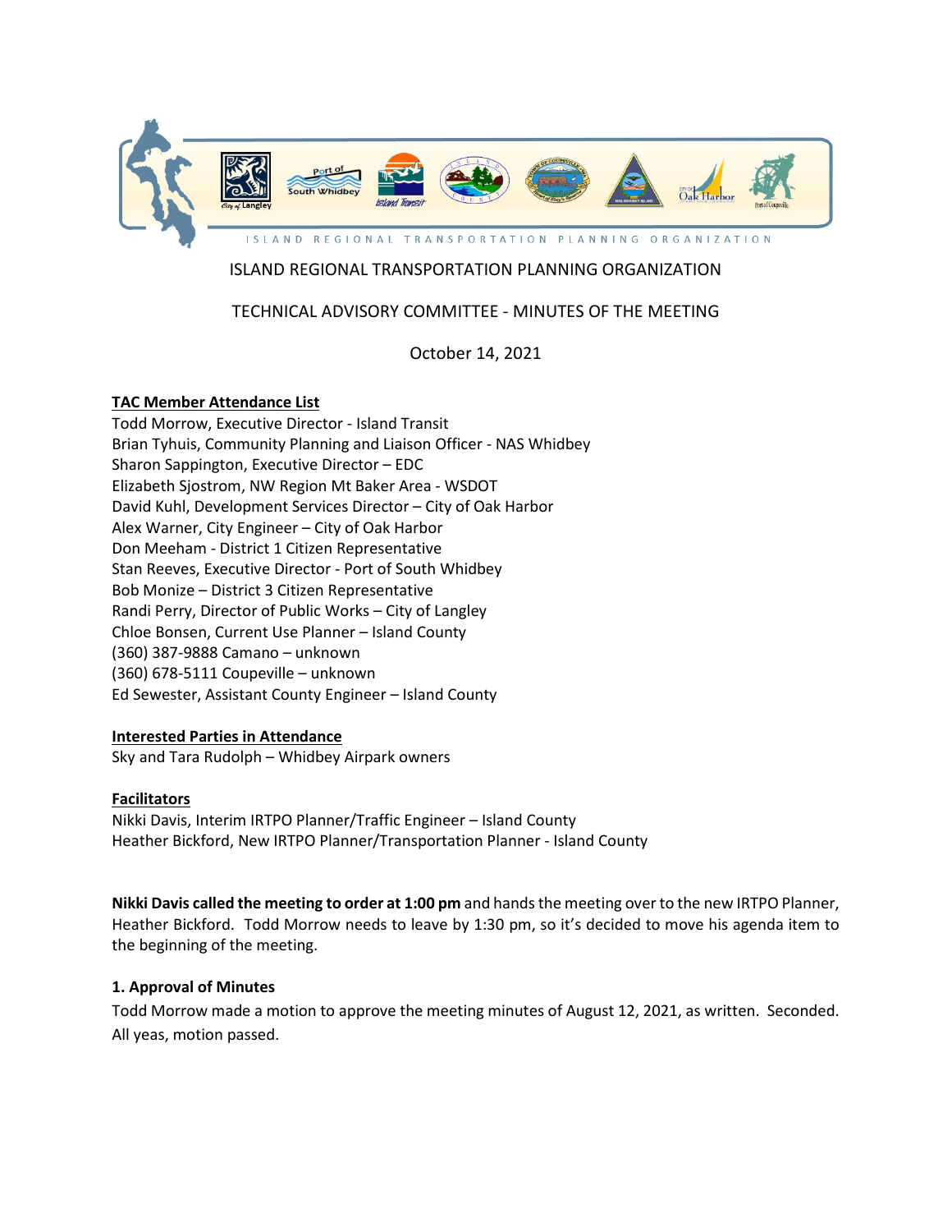ISLAND REGIONAL TRANSPORTATION PLANNING ORGANIZATION

# ISLAND REGIONAL TRANSPORTATION PLANNING ORGANIZATION

## TECHNICAL ADVISORY COMMITTEE - MINUTES OF THE MEETING

October 14, 2021

**TAC Member Attendance List**

Todd Morrow, Executive Director - Island Transit
Brian Tyhuis, Community Planning and Liaison Officer - NAS Whidbey
Sharon Sappington, Executive Director – EDC
Elizabeth Sjostrom, NW Region Mt Baker Area - WSDOT
David Kuhl, Development Services Director – City of Oak Harbor
Alex Warner, City Engineer – City of Oak Harbor
Don Meeham - District 1 Citizen Representative
Stan Reeves, Executive Director - Port of South Whidbey
Bob Monize – District 3 Citizen Representative
Randi Perry, Director of Public Works – City of Langley
Chloe Bonsen, Current Use Planner – Island County
(360) 387-9888 Camano – unknown
(360) 678-5111 Coupeville – unknown
Ed Sewester, Assistant County Engineer – Island County

**Interested Parties in Attendance**

Sky and Tara Rudolph – Whidbey Airpark owners

**Facilitators**

Nikki Davis, Interim IRTPO Planner/Traffic Engineer – Island County
Heather Bickford, New IRTPO Planner/Transportation Planner - Island County

**Nikki Davis called the meeting to order at 1:00 pm** and hands the meeting over to the new IRTPO Planner, Heather Bickford. Todd Morrow needs to leave by 1:30 pm, so it's decided to move his agenda item to the beginning of the meeting.

### 1. Approval of Minutes

Todd Morrow made a motion to approve the meeting minutes of August 12, 2021, as written. Seconded. All yeas, motion passed.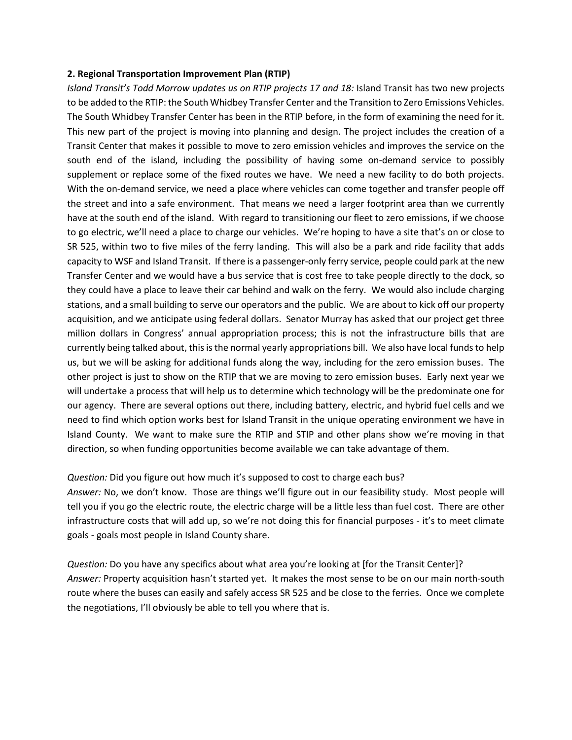**2. Regional Transportation Improvement Plan (RTIP)**

*Island Transit's Todd Morrow updates us on RTIP projects 17 and 18:* Island Transit has two new projects to be added to the RTIP: the South Whidbey Transfer Center and the Transition to Zero Emissions Vehicles. The South Whidbey Transfer Center has been in the RTIP before, in the form of examining the need for it. This new part of the project is moving into planning and design. The project includes the creation of a Transit Center that makes it possible to move to zero emission vehicles and improves the service on the south end of the island, including the possibility of having some on-demand service to possibly supplement or replace some of the fixed routes we have. We need a new facility to do both projects. With the on-demand service, we need a place where vehicles can come together and transfer people off the street and into a safe environment. That means we need a larger footprint area than we currently have at the south end of the island. With regard to transitioning our fleet to zero emissions, if we choose to go electric, we'll need a place to charge our vehicles. We're hoping to have a site that's on or close to SR 525, within two to five miles of the ferry landing. This will also be a park and ride facility that adds capacity to WSF and Island Transit. If there is a passenger-only ferry service, people could park at the new Transfer Center and we would have a bus service that is cost free to take people directly to the dock, so they could have a place to leave their car behind and walk on the ferry. We would also include charging stations, and a small building to serve our operators and the public. We are about to kick off our property acquisition, and we anticipate using federal dollars. Senator Murray has asked that our project get three million dollars in Congress' annual appropriation process; this is not the infrastructure bills that are currently being talked about, this is the normal yearly appropriations bill. We also have local funds to help us, but we will be asking for additional funds along the way, including for the zero emission buses. The other project is just to show on the RTIP that we are moving to zero emission buses. Early next year we will undertake a process that will help us to determine which technology will be the predominate one for our agency. There are several options out there, including battery, electric, and hybrid fuel cells and we need to find which option works best for Island Transit in the unique operating environment we have in Island County. We want to make sure the RTIP and STIP and other plans show we're moving in that direction, so when funding opportunities become available we can take advantage of them.

*Question:* Did you figure out how much it's supposed to cost to charge each bus?
*Answer:* No, we don't know. Those are things we'll figure out in our feasibility study. Most people will tell you if you go the electric route, the electric charge will be a little less than fuel cost. There are other infrastructure costs that will add up, so we're not doing this for financial purposes - it's to meet climate goals - goals most people in Island County share.

*Question:* Do you have any specifics about what area you're looking at [for the Transit Center]?
*Answer:* Property acquisition hasn't started yet. It makes the most sense to be on our main north-south route where the buses can easily and safely access SR 525 and be close to the ferries. Once we complete the negotiations, I'll obviously be able to tell you where that is.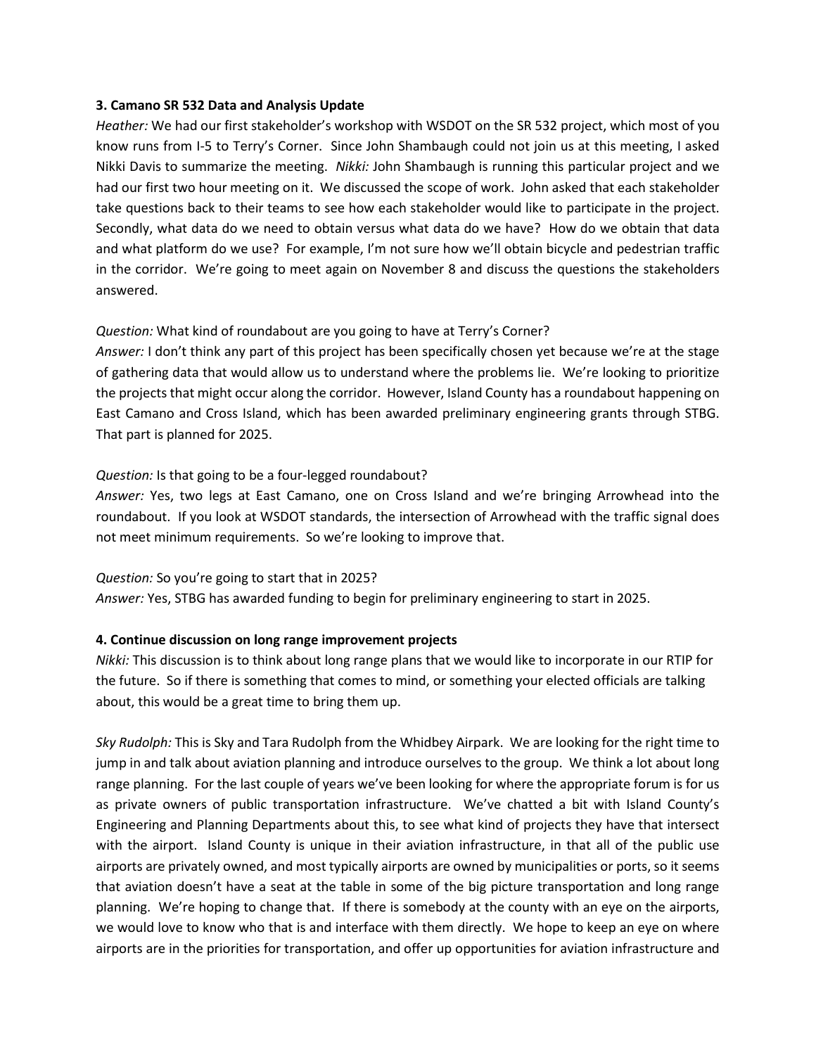**3. Camano SR 532 Data and Analysis Update**

*Heather:* We had our first stakeholder's workshop with WSDOT on the SR 532 project, which most of you know runs from I-5 to Terry's Corner. Since John Shambaugh could not join us at this meeting, I asked Nikki Davis to summarize the meeting. *Nikki:* John Shambaugh is running this particular project and we had our first two hour meeting on it. We discussed the scope of work. John asked that each stakeholder take questions back to their teams to see how each stakeholder would like to participate in the project. Secondly, what data do we need to obtain versus what data do we have? How do we obtain that data and what platform do we use? For example, I'm not sure how we'll obtain bicycle and pedestrian traffic in the corridor. We're going to meet again on November 8 and discuss the questions the stakeholders answered.

*Question:* What kind of roundabout are you going to have at Terry's Corner?
*Answer:* I don't think any part of this project has been specifically chosen yet because we're at the stage of gathering data that would allow us to understand where the problems lie. We're looking to prioritize the projects that might occur along the corridor. However, Island County has a roundabout happening on East Camano and Cross Island, which has been awarded preliminary engineering grants through STBG. That part is planned for 2025.

*Question:* Is that going to be a four-legged roundabout?
*Answer:* Yes, two legs at East Camano, one on Cross Island and we're bringing Arrowhead into the roundabout. If you look at WSDOT standards, the intersection of Arrowhead with the traffic signal does not meet minimum requirements. So we're looking to improve that.

*Question:* So you're going to start that in 2025?
*Answer:* Yes, STBG has awarded funding to begin for preliminary engineering to start in 2025.

**4. Continue discussion on long range improvement projects**

*Nikki:* This discussion is to think about long range plans that we would like to incorporate in our RTIP for the future. So if there is something that comes to mind, or something your elected officials are talking about, this would be a great time to bring them up.

*Sky Rudolph:* This is Sky and Tara Rudolph from the Whidbey Airpark. We are looking for the right time to jump in and talk about aviation planning and introduce ourselves to the group. We think a lot about long range planning. For the last couple of years we've been looking for where the appropriate forum is for us as private owners of public transportation infrastructure. We've chatted a bit with Island County's Engineering and Planning Departments about this, to see what kind of projects they have that intersect with the airport. Island County is unique in their aviation infrastructure, in that all of the public use airports are privately owned, and most typically airports are owned by municipalities or ports, so it seems that aviation doesn't have a seat at the table in some of the big picture transportation and long range planning. We're hoping to change that. If there is somebody at the county with an eye on the airports, we would love to know who that is and interface with them directly. We hope to keep an eye on where airports are in the priorities for transportation, and offer up opportunities for aviation infrastructure and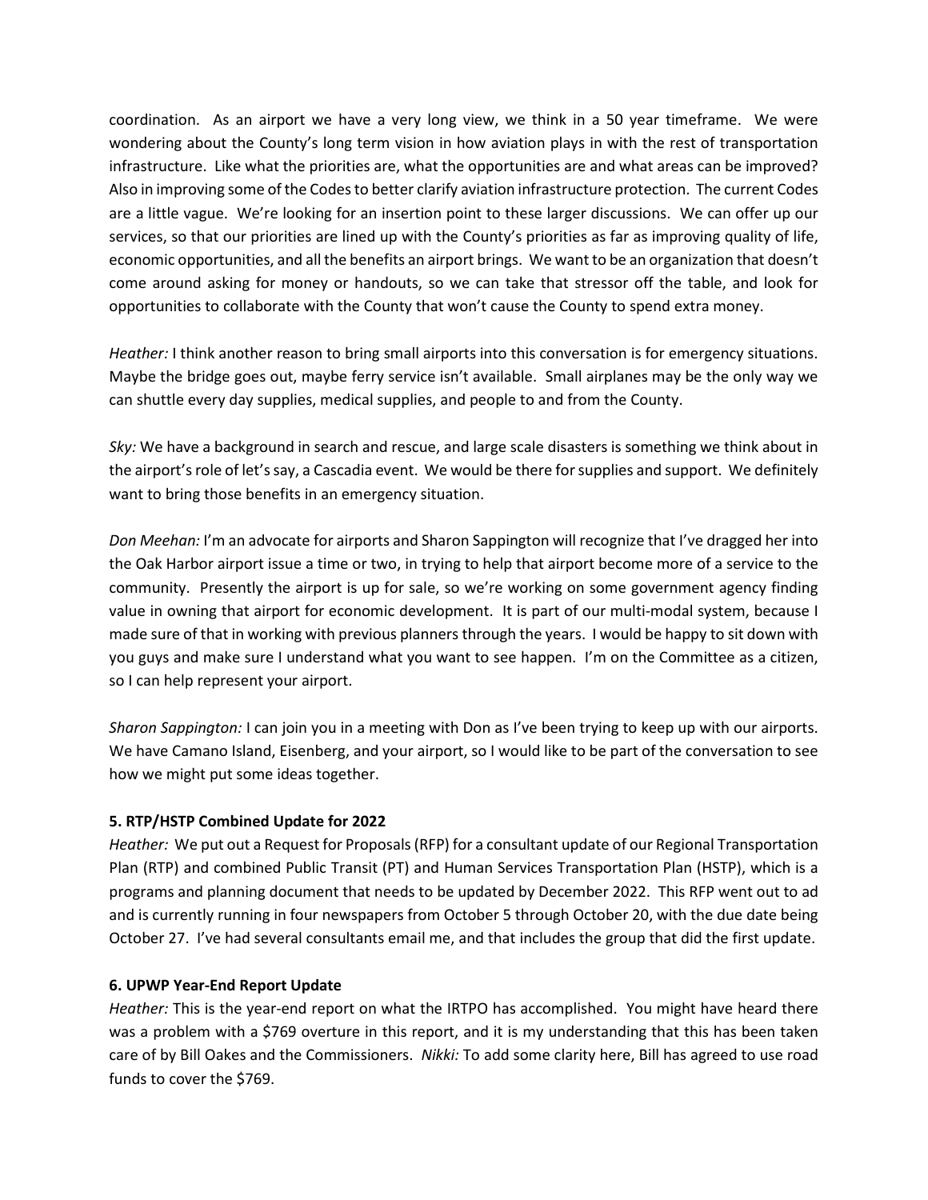coordination. As an airport we have a very long view, we think in a 50 year timeframe. We were wondering about the County's long term vision in how aviation plays in with the rest of transportation infrastructure. Like what the priorities are, what the opportunities are and what areas can be improved? Also in improving some of the Codes to better clarify aviation infrastructure protection. The current Codes are a little vague. We're looking for an insertion point to these larger discussions. We can offer up our services, so that our priorities are lined up with the County's priorities as far as improving quality of life, economic opportunities, and all the benefits an airport brings. We want to be an organization that doesn't come around asking for money or handouts, so we can take that stressor off the table, and look for opportunities to collaborate with the County that won't cause the County to spend extra money.

*Heather:* I think another reason to bring small airports into this conversation is for emergency situations. Maybe the bridge goes out, maybe ferry service isn't available. Small airplanes may be the only way we can shuttle every day supplies, medical supplies, and people to and from the County.

*Sky:* We have a background in search and rescue, and large scale disasters is something we think about in the airport's role of let's say, a Cascadia event. We would be there for supplies and support. We definitely want to bring those benefits in an emergency situation.

*Don Meehan:* I'm an advocate for airports and Sharon Sappington will recognize that I've dragged her into the Oak Harbor airport issue a time or two, in trying to help that airport become more of a service to the community. Presently the airport is up for sale, so we're working on some government agency finding value in owning that airport for economic development. It is part of our multi-modal system, because I made sure of that in working with previous planners through the years. I would be happy to sit down with you guys and make sure I understand what you want to see happen. I'm on the Committee as a citizen, so I can help represent your airport.

*Sharon Sappington:* I can join you in a meeting with Don as I've been trying to keep up with our airports. We have Camano Island, Eisenberg, and your airport, so I would like to be part of the conversation to see how we might put some ideas together.

**5. RTP/HSTP Combined Update for 2022**

*Heather:* We put out a Request for Proposals (RFP) for a consultant update of our Regional Transportation Plan (RTP) and combined Public Transit (PT) and Human Services Transportation Plan (HSTP), which is a programs and planning document that needs to be updated by December 2022. This RFP went out to ad and is currently running in four newspapers from October 5 through October 20, with the due date being October 27. I've had several consultants email me, and that includes the group that did the first update.

**6. UPWP Year-End Report Update**

*Heather:* This is the year-end report on what the IRTPO has accomplished. You might have heard there was a problem with a $769 overture in this report, and it is my understanding that this has been taken care of by Bill Oakes and the Commissioners. *Nikki:* To add some clarity here, Bill has agreed to use road funds to cover the $769.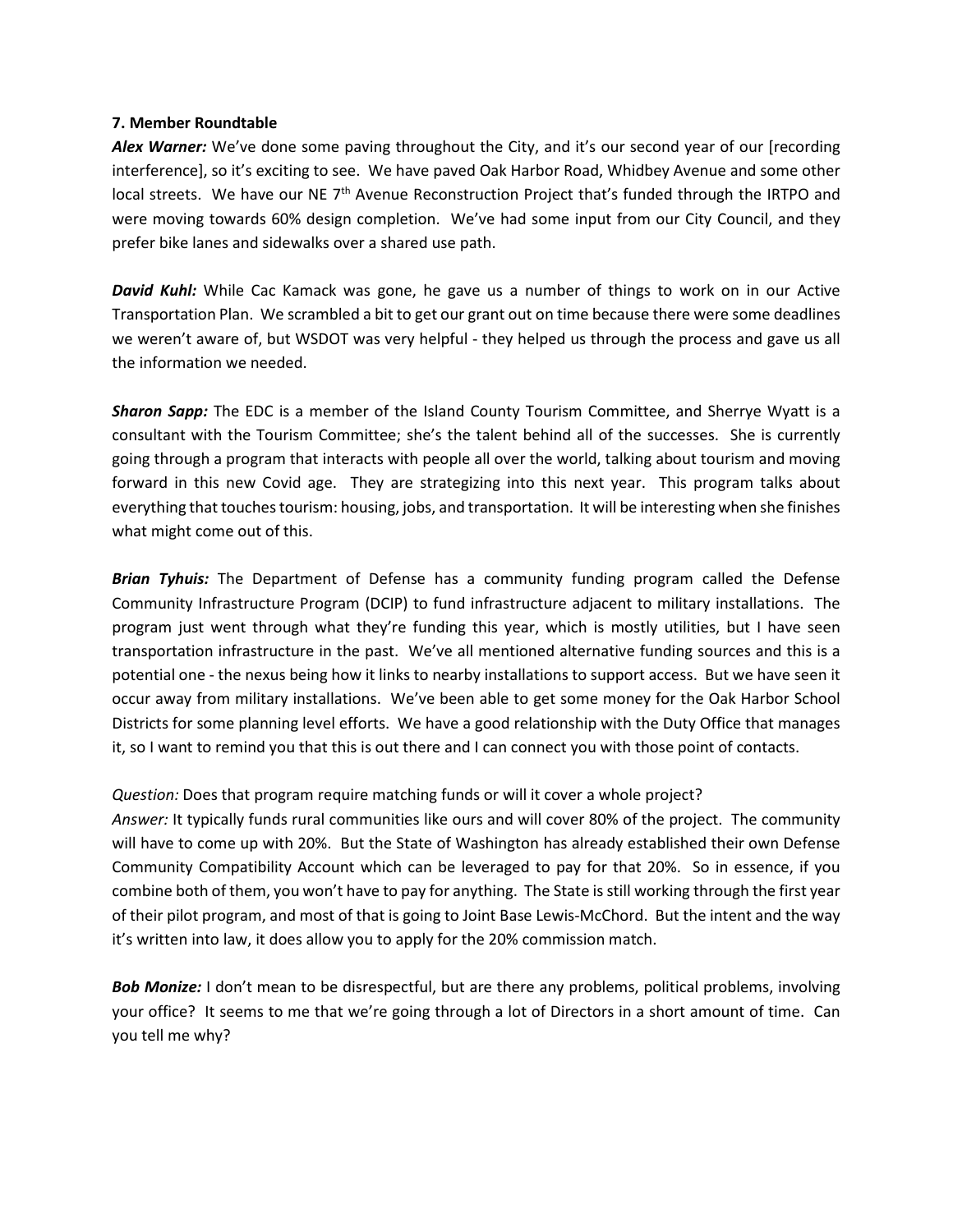**7. Member Roundtable**

***Alex Warner:*** We've done some paving throughout the City, and it's our second year of our [recording interference], so it's exciting to see. We have paved Oak Harbor Road, Whidbey Avenue and some other local streets. We have our NE 7th Avenue Reconstruction Project that's funded through the IRTPO and were moving towards 60% design completion. We've had some input from our City Council, and they prefer bike lanes and sidewalks over a shared use path.

***David Kuhl:*** While Cac Kamack was gone, he gave us a number of things to work on in our Active Transportation Plan. We scrambled a bit to get our grant out on time because there were some deadlines we weren't aware of, but WSDOT was very helpful - they helped us through the process and gave us all the information we needed.

***Sharon Sapp:*** The EDC is a member of the Island County Tourism Committee, and Sherrye Wyatt is a consultant with the Tourism Committee; she's the talent behind all of the successes. She is currently going through a program that interacts with people all over the world, talking about tourism and moving forward in this new Covid age. They are strategizing into this next year. This program talks about everything that touches tourism: housing, jobs, and transportation. It will be interesting when she finishes what might come out of this.

***Brian Tyhuis:*** The Department of Defense has a community funding program called the Defense Community Infrastructure Program (DCIP) to fund infrastructure adjacent to military installations. The program just went through what they're funding this year, which is mostly utilities, but I have seen transportation infrastructure in the past. We've all mentioned alternative funding sources and this is a potential one - the nexus being how it links to nearby installations to support access. But we have seen it occur away from military installations. We've been able to get some money for the Oak Harbor School Districts for some planning level efforts. We have a good relationship with the Duty Office that manages it, so I want to remind you that this is out there and I can connect you with those point of contacts.

*Question:* Does that program require matching funds or will it cover a whole project?
*Answer:* It typically funds rural communities like ours and will cover 80% of the project. The community will have to come up with 20%. But the State of Washington has already established their own Defense Community Compatibility Account which can be leveraged to pay for that 20%. So in essence, if you combine both of them, you won't have to pay for anything. The State is still working through the first year of their pilot program, and most of that is going to Joint Base Lewis-McChord. But the intent and the way it's written into law, it does allow you to apply for the 20% commission match.

***Bob Monize:*** I don't mean to be disrespectful, but are there any problems, political problems, involving your office? It seems to me that we're going through a lot of Directors in a short amount of time. Can you tell me why?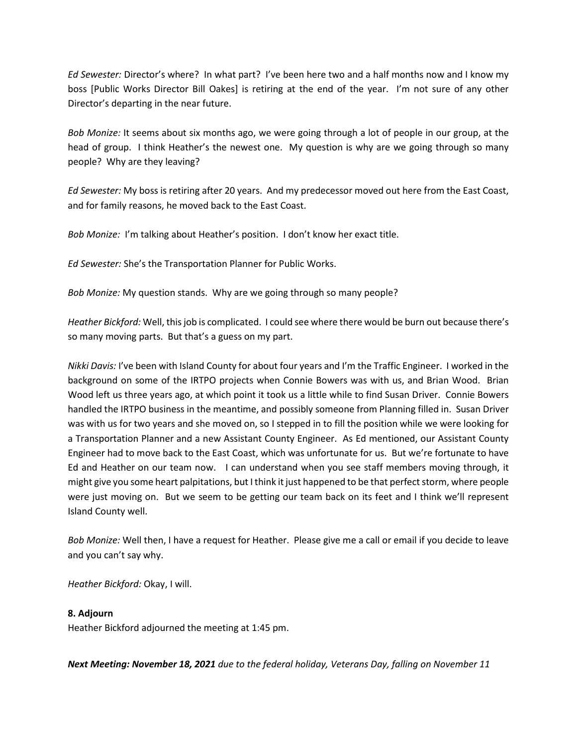*Ed Sewester:* Director's where? In what part? I've been here two and a half months now and I know my boss [Public Works Director Bill Oakes] is retiring at the end of the year. I'm not sure of any other Director's departing in the near future.

*Bob Monize:* It seems about six months ago, we were going through a lot of people in our group, at the head of group. I think Heather's the newest one. My question is why are we going through so many people? Why are they leaving?

*Ed Sewester:* My boss is retiring after 20 years. And my predecessor moved out here from the East Coast, and for family reasons, he moved back to the East Coast.

*Bob Monize:* I'm talking about Heather's position. I don't know her exact title.

*Ed Sewester:* She's the Transportation Planner for Public Works.

*Bob Monize:* My question stands. Why are we going through so many people?

*Heather Bickford:* Well, this job is complicated. I could see where there would be burn out because there's so many moving parts. But that's a guess on my part.

*Nikki Davis:* I've been with Island County for about four years and I'm the Traffic Engineer. I worked in the background on some of the IRTPO projects when Connie Bowers was with us, and Brian Wood. Brian Wood left us three years ago, at which point it took us a little while to find Susan Driver. Connie Bowers handled the IRTPO business in the meantime, and possibly someone from Planning filled in. Susan Driver was with us for two years and she moved on, so I stepped in to fill the position while we were looking for a Transportation Planner and a new Assistant County Engineer. As Ed mentioned, our Assistant County Engineer had to move back to the East Coast, which was unfortunate for us. But we're fortunate to have Ed and Heather on our team now. I can understand when you see staff members moving through, it might give you some heart palpitations, but I think it just happened to be that perfect storm, where people were just moving on. But we seem to be getting our team back on its feet and I think we'll represent Island County well.

*Bob Monize:* Well then, I have a request for Heather. Please give me a call or email if you decide to leave and you can't say why.

*Heather Bickford:* Okay, I will.

**8. Adjourn**

Heather Bickford adjourned the meeting at 1:45 pm.

***Next Meeting: November 18, 2021*** *due to the federal holiday, Veterans Day, falling on November 11*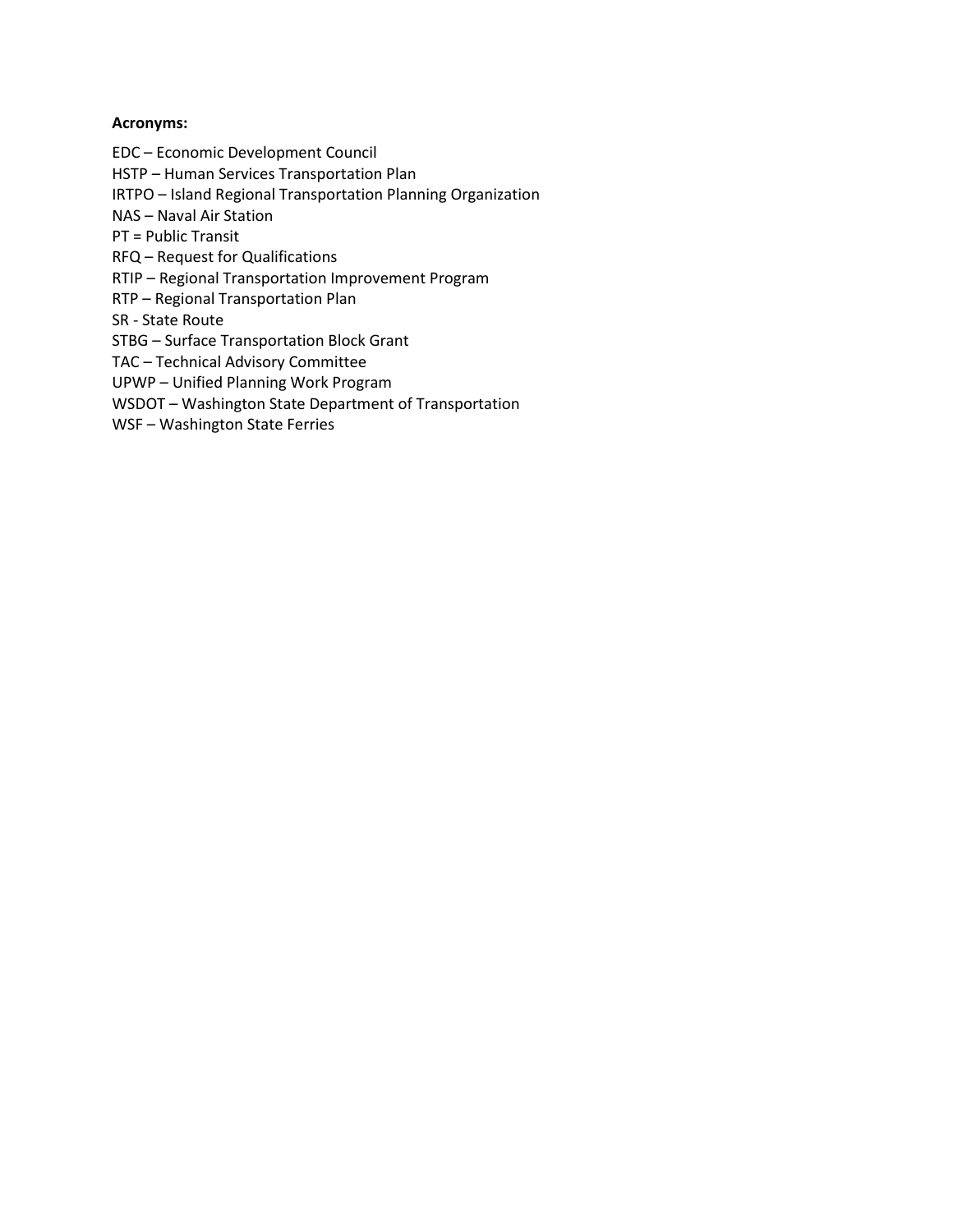**Acronyms:**

EDC – Economic Development Council
HSTP – Human Services Transportation Plan
IRTPO – Island Regional Transportation Planning Organization
NAS – Naval Air Station
PT = Public Transit
RFQ – Request for Qualifications
RTIP – Regional Transportation Improvement Program
RTP – Regional Transportation Plan
SR - State Route
STBG – Surface Transportation Block Grant
TAC – Technical Advisory Committee
UPWP – Unified Planning Work Program
WSDOT – Washington State Department of Transportation
WSF – Washington State Ferries